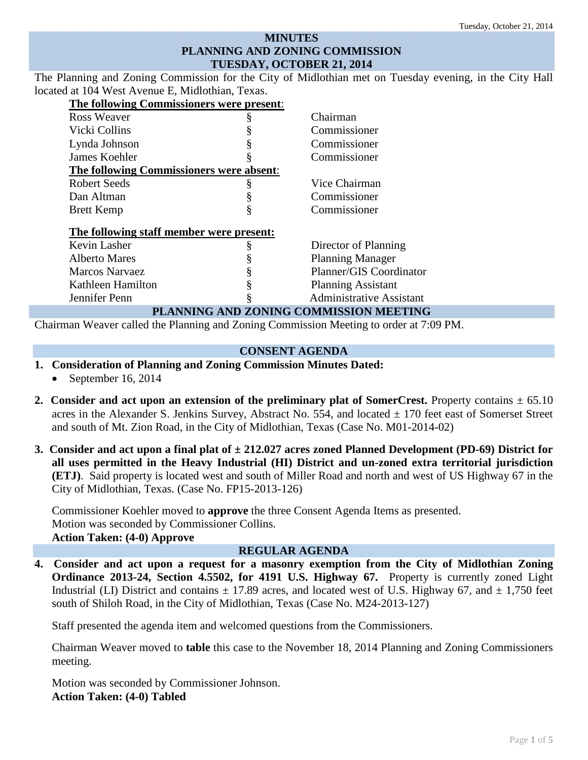# MINUTES
# PLANNING AND ZONING COMMISSION
# TUESDAY, OCTOBER 21, 2014

The Planning and Zoning Commission for the City of Midlothian met on Tuesday evening, in the City Hall located at 104 West Avenue E, Midlothian, Texas.

**The following Commissioners were present**:

| | | |
|---|---|---|
| Ross Weaver | § | Chairman |
| Vicki Collins | § | Commissioner |
| Lynda Johnson | § | Commissioner |
| James Koehler | § | Commissioner |

**The following Commissioners were absent**:

| | | |
|---|---|---|
| Robert Seeds | § | Vice Chairman |
| Dan Altman | § | Commissioner |
| Brett Kemp | § | Commissioner |

**The following staff member were present:**

| | | |
|---|---|---|
| Kevin Lasher | § | Director of Planning |
| Alberto Mares | § | Planning Manager |
| Marcos Narvaez | § | Planner/GIS Coordinator |
| Kathleen Hamilton | § | Planning Assistant |
| Jennifer Penn | § | Administrative Assistant |

## PLANNING AND ZONING COMMISSION MEETING

Chairman Weaver called the Planning and Zoning Commission Meeting to order at 7:09 PM.

## CONSENT AGENDA

1. **Consideration of Planning and Zoning Commission Minutes Dated:**
   - September 16, 2014

2. **Consider and act upon an extension of the preliminary plat of SomerCrest.** Property contains ± 65.10 acres in the Alexander S. Jenkins Survey, Abstract No. 554, and located ± 170 feet east of Somerset Street and south of Mt. Zion Road, in the City of Midlothian, Texas (Case No. M01-2014-02)

3. **Consider and act upon a final plat of ± 212.027 acres zoned Planned Development (PD-69) District for all uses permitted in the Heavy Industrial (HI) District and un-zoned extra territorial jurisdiction (ETJ)**. Said property is located west and south of Miller Road and north and west of US Highway 67 in the City of Midlothian, Texas. (Case No. FP15-2013-126)

   Commissioner Koehler moved to **approve** the three Consent Agenda Items as presented.
   Motion was seconded by Commissioner Collins.
   **Action Taken: (4-0) Approve**

## REGULAR AGENDA

4. **Consider and act upon a request for a masonry exemption from the City of Midlothian Zoning Ordinance 2013-24, Section 4.5502, for 4191 U.S. Highway 67.** Property is currently zoned Light Industrial (LI) District and contains ± 17.89 acres, and located west of U.S. Highway 67, and ± 1,750 feet south of Shiloh Road, in the City of Midlothian, Texas (Case No. M24-2013-127)

   Staff presented the agenda item and welcomed questions from the Commissioners.

   Chairman Weaver moved to **table** this case to the November 18, 2014 Planning and Zoning Commissioners meeting.

   Motion was seconded by Commissioner Johnson.
   **Action Taken: (4-0) Tabled**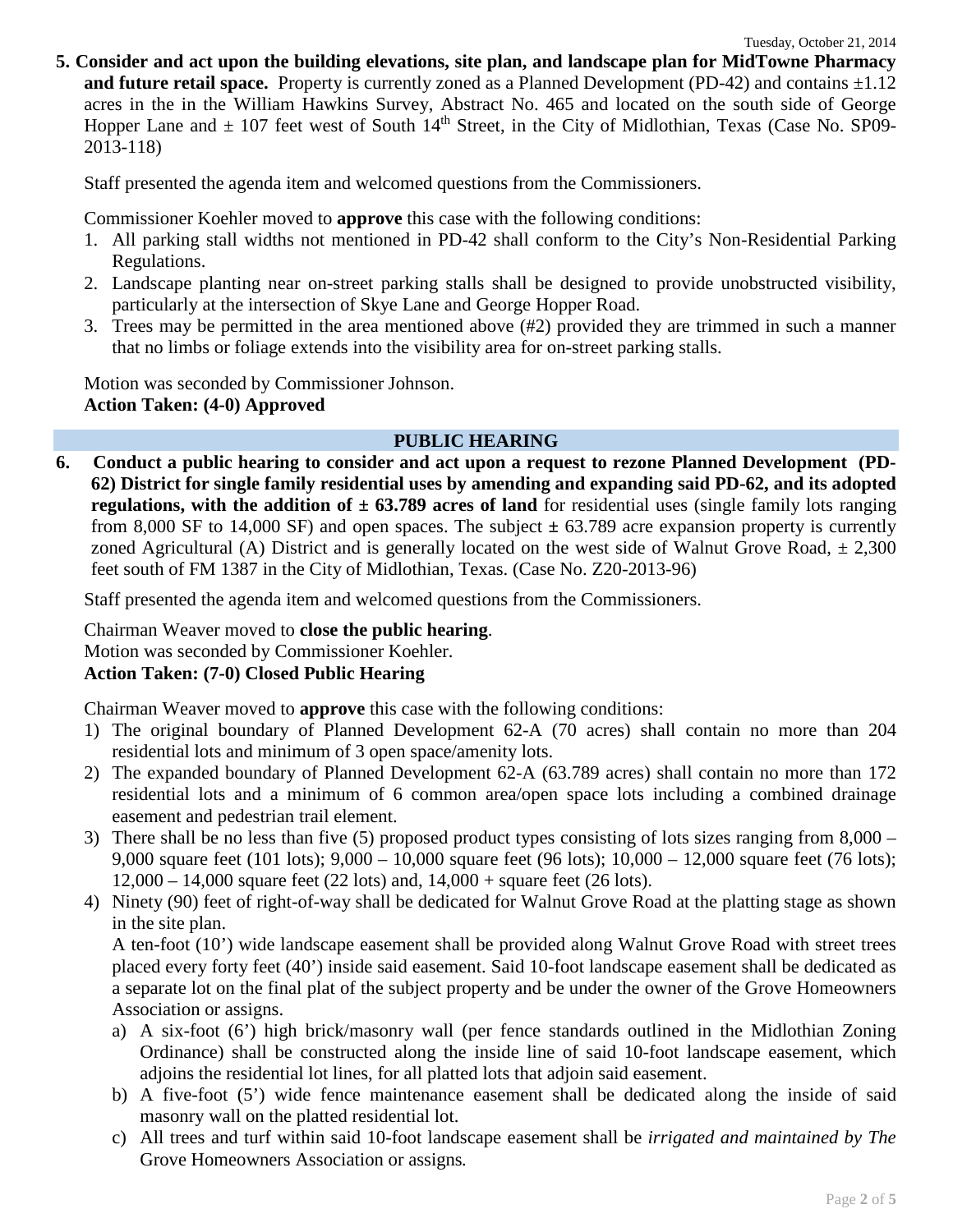**5. Consider and act upon the building elevations, site plan, and landscape plan for MidTowne Pharmacy and future retail space.** Property is currently zoned as a Planned Development (PD-42) and contains ±1.12 acres in the in the William Hawkins Survey, Abstract No. 465 and located on the south side of George Hopper Lane and ± 107 feet west of South 14th Street, in the City of Midlothian, Texas (Case No. SP09-2013-118)

Staff presented the agenda item and welcomed questions from the Commissioners.

Commissioner Koehler moved to **approve** this case with the following conditions:

1. All parking stall widths not mentioned in PD-42 shall conform to the City's Non-Residential Parking Regulations.
2. Landscape planting near on-street parking stalls shall be designed to provide unobstructed visibility, particularly at the intersection of Skye Lane and George Hopper Road.
3. Trees may be permitted in the area mentioned above (#2) provided they are trimmed in such a manner that no limbs or foliage extends into the visibility area for on-street parking stalls.

Motion was seconded by Commissioner Johnson.
**Action Taken: (4-0) Approved**

## PUBLIC HEARING

**6. Conduct a public hearing to consider and act upon a request to rezone Planned Development (PD-62) District for single family residential uses by amending and expanding said PD-62, and its adopted regulations, with the addition of ± 63.789 acres of land** for residential uses (single family lots ranging from 8,000 SF to 14,000 SF) and open spaces. The subject ± 63.789 acre expansion property is currently zoned Agricultural (A) District and is generally located on the west side of Walnut Grove Road, ± 2,300 feet south of FM 1387 in the City of Midlothian, Texas. (Case No. Z20-2013-96)

Staff presented the agenda item and welcomed questions from the Commissioners.

Chairman Weaver moved to **close the public hearing**.
Motion was seconded by Commissioner Koehler.
**Action Taken: (7-0) Closed Public Hearing**

Chairman Weaver moved to **approve** this case with the following conditions:

1) The original boundary of Planned Development 62-A (70 acres) shall contain no more than 204 residential lots and minimum of 3 open space/amenity lots.
2) The expanded boundary of Planned Development 62-A (63.789 acres) shall contain no more than 172 residential lots and a minimum of 6 common area/open space lots including a combined drainage easement and pedestrian trail element.
3) There shall be no less than five (5) proposed product types consisting of lots sizes ranging from 8,000 – 9,000 square feet (101 lots); 9,000 – 10,000 square feet (96 lots); 10,000 – 12,000 square feet (76 lots); 12,000 – 14,000 square feet (22 lots) and, 14,000 + square feet (26 lots).
4) Ninety (90) feet of right-of-way shall be dedicated for Walnut Grove Road at the platting stage as shown in the site plan.

   A ten-foot (10') wide landscape easement shall be provided along Walnut Grove Road with street trees placed every forty feet (40') inside said easement. Said 10-foot landscape easement shall be dedicated as a separate lot on the final plat of the subject property and be under the owner of the Grove Homeowners Association or assigns.

   a) A six-foot (6') high brick/masonry wall (per fence standards outlined in the Midlothian Zoning Ordinance) shall be constructed along the inside line of said 10-foot landscape easement, which adjoins the residential lot lines, for all platted lots that adjoin said easement.
   b) A five-foot (5') wide fence maintenance easement shall be dedicated along the inside of said masonry wall on the platted residential lot.
   c) All trees and turf within said 10-foot landscape easement shall be *irrigated and maintained by The* Grove Homeowners Association or assigns*.*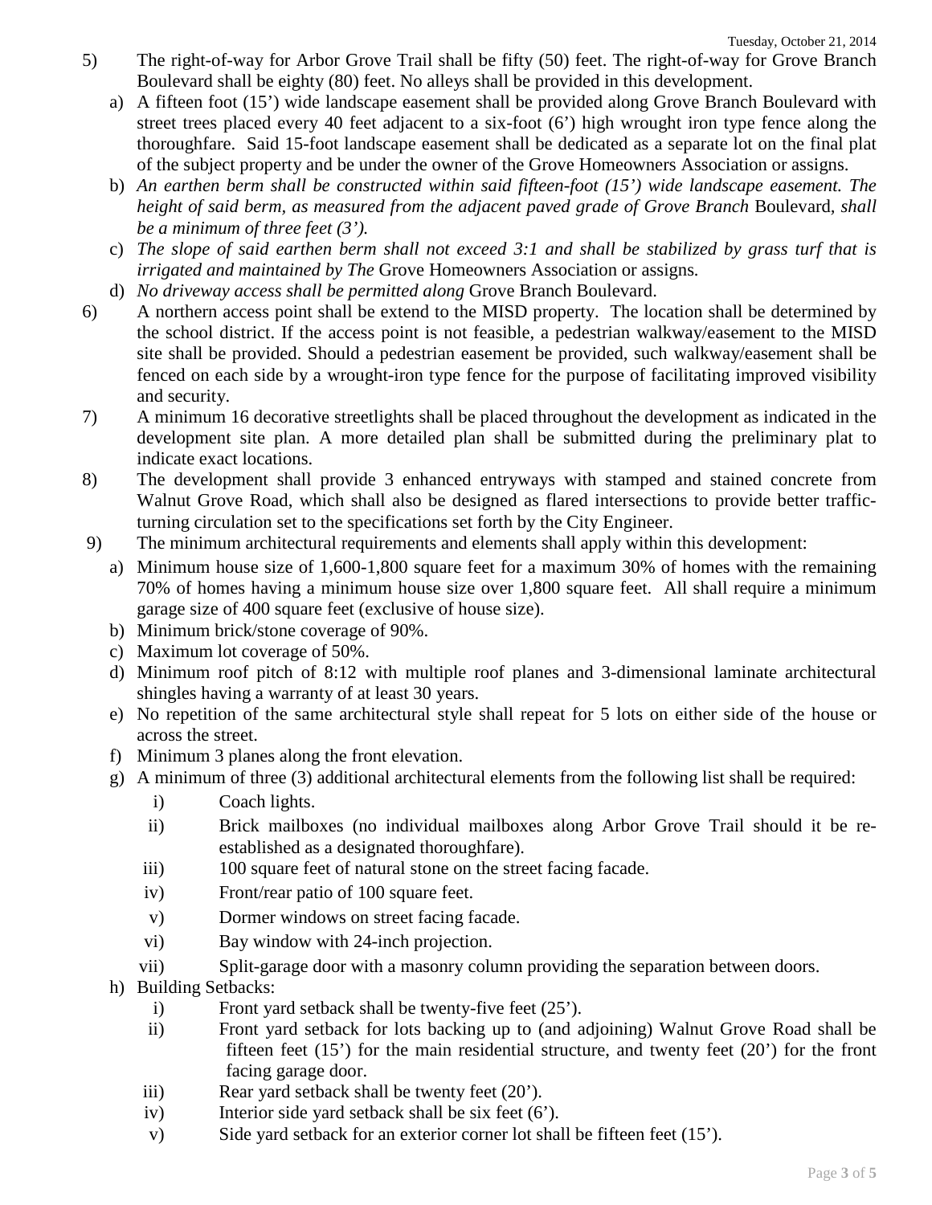5) The right-of-way for Arbor Grove Trail shall be fifty (50) feet. The right-of-way for Grove Branch Boulevard shall be eighty (80) feet. No alleys shall be provided in this development.

   a) A fifteen foot (15') wide landscape easement shall be provided along Grove Branch Boulevard with street trees placed every 40 feet adjacent to a six-foot (6') high wrought iron type fence along the thoroughfare. Said 15-foot landscape easement shall be dedicated as a separate lot on the final plat of the subject property and be under the owner of the Grove Homeowners Association or assigns.
   b) *An earthen berm shall be constructed within said fifteen-foot (15') wide landscape easement. The height of said berm, as measured from the adjacent paved grade of Grove Branch* Boulevard, *shall be a minimum of three feet (3').*
   c) *The slope of said earthen berm shall not exceed 3:1 and shall be stabilized by grass turf that is irrigated and maintained by The* Grove Homeowners Association or assigns.
   d) *No driveway access shall be permitted along* Grove Branch Boulevard.

6) A northern access point shall be extend to the MISD property. The location shall be determined by the school district. If the access point is not feasible, a pedestrian walkway/easement to the MISD site shall be provided. Should a pedestrian easement be provided, such walkway/easement shall be fenced on each side by a wrought-iron type fence for the purpose of facilitating improved visibility and security.

7) A minimum 16 decorative streetlights shall be placed throughout the development as indicated in the development site plan. A more detailed plan shall be submitted during the preliminary plat to indicate exact locations.

8) The development shall provide 3 enhanced entryways with stamped and stained concrete from Walnut Grove Road, which shall also be designed as flared intersections to provide better traffic-turning circulation set to the specifications set forth by the City Engineer.

9) The minimum architectural requirements and elements shall apply within this development:

   a) Minimum house size of 1,600-1,800 square feet for a maximum 30% of homes with the remaining 70% of homes having a minimum house size over 1,800 square feet. All shall require a minimum garage size of 400 square feet (exclusive of house size).
   b) Minimum brick/stone coverage of 90%.
   c) Maximum lot coverage of 50%.
   d) Minimum roof pitch of 8:12 with multiple roof planes and 3-dimensional laminate architectural shingles having a warranty of at least 30 years.
   e) No repetition of the same architectural style shall repeat for 5 lots on either side of the house or across the street.
   f) Minimum 3 planes along the front elevation.
   g) A minimum of three (3) additional architectural elements from the following list shall be required:
      i) Coach lights.
      ii) Brick mailboxes (no individual mailboxes along Arbor Grove Trail should it be re-established as a designated thoroughfare).
      iii) 100 square feet of natural stone on the street facing facade.
      iv) Front/rear patio of 100 square feet.
      v) Dormer windows on street facing facade.
      vi) Bay window with 24-inch projection.
      vii) Split-garage door with a masonry column providing the separation between doors.
   h) Building Setbacks:
      i) Front yard setback shall be twenty-five feet (25').
      ii) Front yard setback for lots backing up to (and adjoining) Walnut Grove Road shall be fifteen feet (15') for the main residential structure, and twenty feet (20') for the front facing garage door.
      iii) Rear yard setback shall be twenty feet (20').
      iv) Interior side yard setback shall be six feet (6').
      v) Side yard setback for an exterior corner lot shall be fifteen feet (15').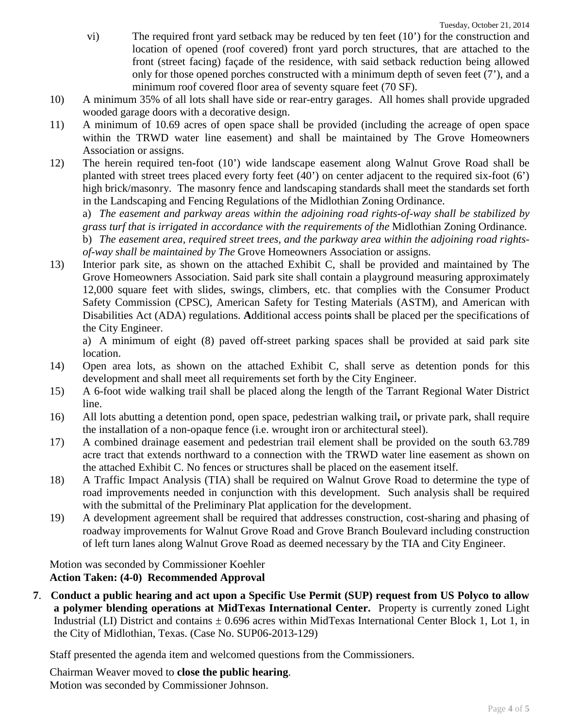vi) The required front yard setback may be reduced by ten feet (10') for the construction and location of opened (roof covered) front yard porch structures, that are attached to the front (street facing) façade of the residence, with said setback reduction being allowed only for those opened porches constructed with a minimum depth of seven feet (7'), and a minimum roof covered floor area of seventy square feet (70 SF).

10) A minimum 35% of all lots shall have side or rear-entry garages. All homes shall provide upgraded wooded garage doors with a decorative design.

11) A minimum of 10.69 acres of open space shall be provided (including the acreage of open space within the TRWD water line easement) and shall be maintained by The Grove Homeowners Association or assigns.

12) The herein required ten-foot (10') wide landscape easement along Walnut Grove Road shall be planted with street trees placed every forty feet (40') on center adjacent to the required six-foot (6') high brick/masonry. The masonry fence and landscaping standards shall meet the standards set forth in the Landscaping and Fencing Regulations of the Midlothian Zoning Ordinance.

a) *The easement and parkway areas within the adjoining road rights-of-way shall be stabilized by grass turf that is irrigated in accordance with the requirements of the* Midlothian Zoning Ordinance.

b) *The easement area, required street trees, and the parkway area within the adjoining road rights-of-way shall be maintained by The* Grove Homeowners Association or assigns.

13) Interior park site, as shown on the attached Exhibit C, shall be provided and maintained by The Grove Homeowners Association. Said park site shall contain a playground measuring approximately 12,000 square feet with slides, swings, climbers, etc. that complies with the Consumer Product Safety Commission (CPSC), American Safety for Testing Materials (ASTM), and American with Disabilities Act (ADA) regulations. **A**dditional access point**s** shall be placed per the specifications of the City Engineer.

a) A minimum of eight (8) paved off-street parking spaces shall be provided at said park site location.

14) Open area lots, as shown on the attached Exhibit C, shall serve as detention ponds for this development and shall meet all requirements set forth by the City Engineer.

15) A 6-foot wide walking trail shall be placed along the length of the Tarrant Regional Water District line.

16) All lots abutting a detention pond, open space, pedestrian walking trail**,** or private park, shall require the installation of a non-opaque fence (i.e. wrought iron or architectural steel).

17) A combined drainage easement and pedestrian trail element shall be provided on the south 63.789 acre tract that extends northward to a connection with the TRWD water line easement as shown on the attached Exhibit C. No fences or structures shall be placed on the easement itself.

18) A Traffic Impact Analysis (TIA) shall be required on Walnut Grove Road to determine the type of road improvements needed in conjunction with this development. Such analysis shall be required with the submittal of the Preliminary Plat application for the development.

19) A development agreement shall be required that addresses construction, cost-sharing and phasing of roadway improvements for Walnut Grove Road and Grove Branch Boulevard including construction of left turn lanes along Walnut Grove Road as deemed necessary by the TIA and City Engineer.

Motion was seconded by Commissioner Koehler
**Action Taken: (4-0) Recommended Approval**

**7**. **Conduct a public hearing and act upon a Specific Use Permit (SUP) request from US Polyco to allow a polymer blending operations at MidTexas International Center.** Property is currently zoned Light Industrial (LI) District and contains ± 0.696 acres within MidTexas International Center Block 1, Lot 1, in the City of Midlothian, Texas. (Case No. SUP06-2013-129)

Staff presented the agenda item and welcomed questions from the Commissioners.

Chairman Weaver moved to **close the public hearing**.
Motion was seconded by Commissioner Johnson.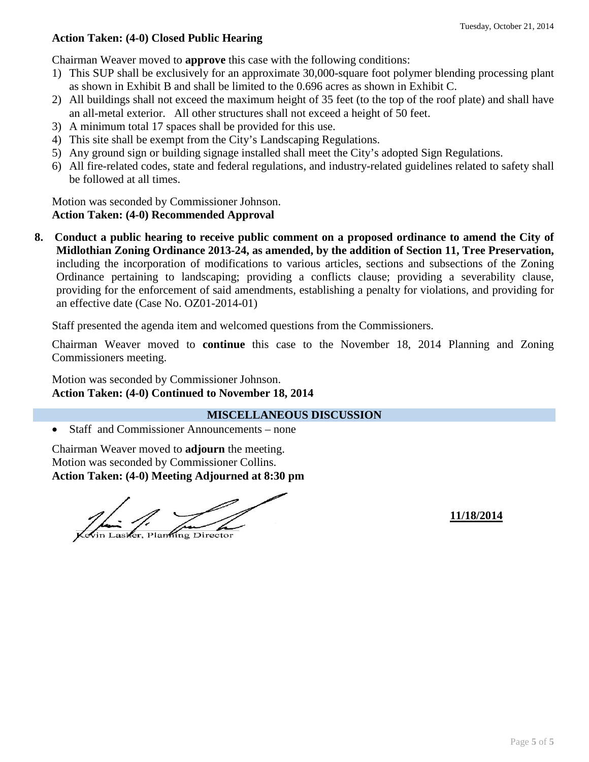**Action Taken: (4-0) Closed Public Hearing**

Chairman Weaver moved to **approve** this case with the following conditions:

1) This SUP shall be exclusively for an approximate 30,000-square foot polymer blending processing plant as shown in Exhibit B and shall be limited to the 0.696 acres as shown in Exhibit C.
2) All buildings shall not exceed the maximum height of 35 feet (to the top of the roof plate) and shall have an all-metal exterior. All other structures shall not exceed a height of 50 feet.
3) A minimum total 17 spaces shall be provided for this use.
4) This site shall be exempt from the City's Landscaping Regulations.
5) Any ground sign or building signage installed shall meet the City's adopted Sign Regulations.
6) All fire-related codes, state and federal regulations, and industry-related guidelines related to safety shall be followed at all times.

Motion was seconded by Commissioner Johnson.
**Action Taken: (4-0) Recommended Approval**

8. **Conduct a public hearing to receive public comment on a proposed ordinance to amend the City of Midlothian Zoning Ordinance 2013-24, as amended, by the addition of Section 11, Tree Preservation,** including the incorporation of modifications to various articles, sections and subsections of the Zoning Ordinance pertaining to landscaping; providing a conflicts clause; providing a severability clause, providing for the enforcement of said amendments, establishing a penalty for violations, and providing for an effective date (Case No. OZ01-2014-01)

Staff presented the agenda item and welcomed questions from the Commissioners.

Chairman Weaver moved to **continue** this case to the November 18, 2014 Planning and Zoning Commissioners meeting.

Motion was seconded by Commissioner Johnson.
**Action Taken: (4-0) Continued to November 18, 2014**

## MISCELLANEOUS DISCUSSION

- Staff and Commissioner Announcements – none

Chairman Weaver moved to **adjourn** the meeting.
Motion was seconded by Commissioner Collins.
**Action Taken: (4-0) Meeting Adjourned at 8:30 pm**

Kevin Lasher, Planning Director

**11/18/2014**